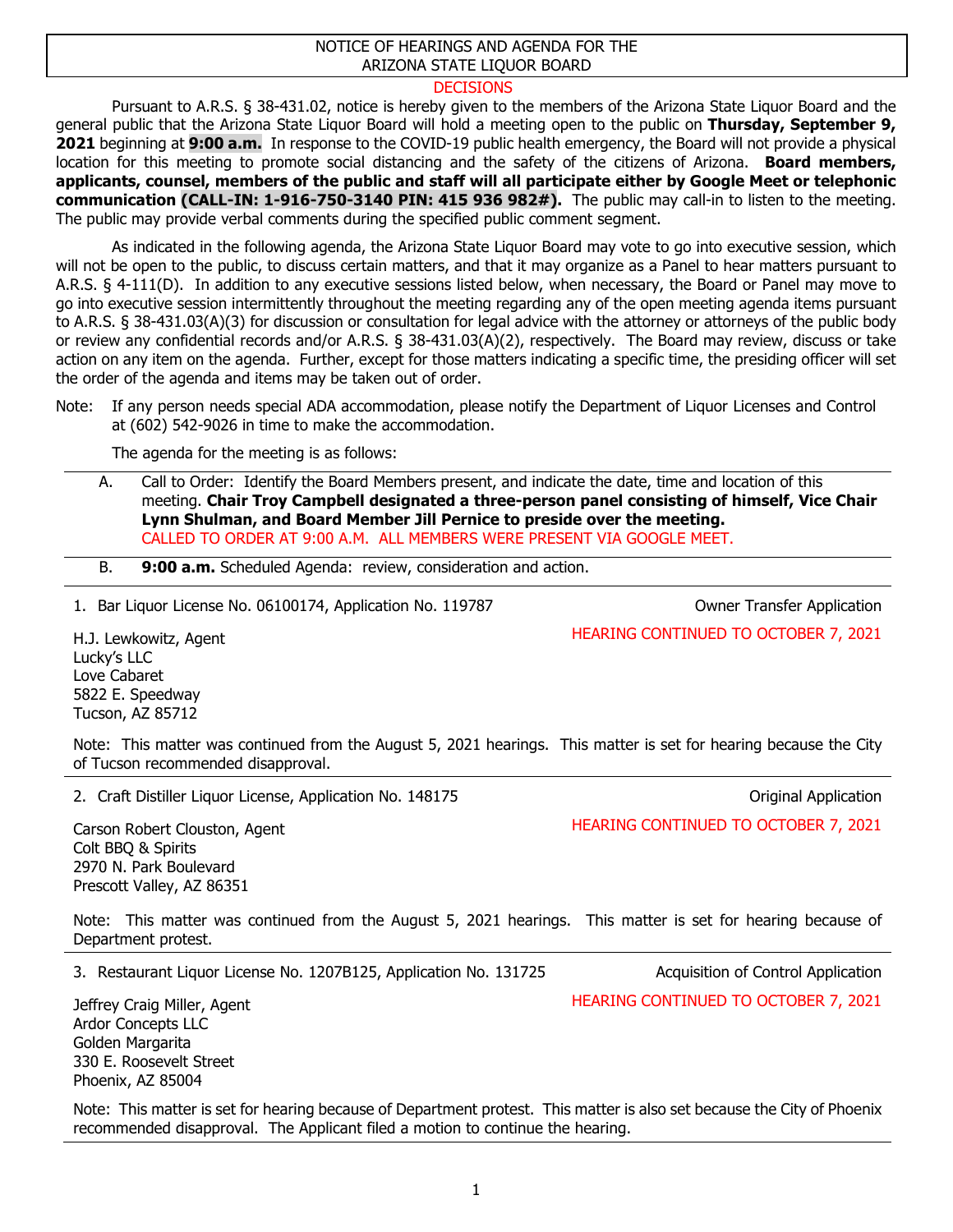# NOTICE OF HEARINGS AND AGENDA FOR THE ARIZONA STATE LIQUOR BOARD

DECISIONS

Pursuant to A.R.S. § 38-431.02, notice is hereby given to the members of the Arizona State Liquor Board and the general public that the Arizona State Liquor Board will hold a meeting open to the public on **Thursday, September 9, 2021** beginning at **9:00 a.m.** In response to the COVID-19 public health emergency, the Board will not provide a physical location for this meeting to promote social distancing and the safety of the citizens of Arizona. **Board members, applicants, counsel, members of the public and staff will all participate either by Google Meet or telephonic communication (CALL-IN: 1-916-750-3140 PIN: 415 936 982#).** The public may call-in to listen to the meeting. The public may provide verbal comments during the specified public comment segment.

As indicated in the following agenda, the Arizona State Liquor Board may vote to go into executive session, which will not be open to the public, to discuss certain matters, and that it may organize as a Panel to hear matters pursuant to A.R.S. § 4-111(D). In addition to any executive sessions listed below, when necessary, the Board or Panel may move to go into executive session intermittently throughout the meeting regarding any of the open meeting agenda items pursuant to A.R.S. § 38-431.03(A)(3) for discussion or consultation for legal advice with the attorney or attorneys of the public body or review any confidential records and/or A.R.S. § 38-431.03(A)(2), respectively. The Board may review, discuss or take action on any item on the agenda. Further, except for those matters indicating a specific time, the presiding officer will set the order of the agenda and items may be taken out of order.

Note: If any person needs special ADA accommodation, please notify the Department of Liquor Licenses and Control at (602) 542-9026 in time to make the accommodation.

The agenda for the meeting is as follows:

A. Call to Order: Identify the Board Members present, and indicate the date, time and location of this meeting. **Chair Troy Campbell designated a three-person panel consisting of himself, Vice Chair Lynn Shulman, and Board Member Jill Pernice to preside over the meeting.**
CALLED TO ORDER AT 9:00 A.M. ALL MEMBERS WERE PRESENT VIA GOOGLE MEET.

B. **9:00 a.m.** Scheduled Agenda: review, consideration and action.

1. Bar Liquor License No. 06100174, Application No. 119787 — Owner Transfer Application

H.J. Lewkowitz, Agent
Lucky's LLC
Love Cabaret
5822 E. Speedway
Tucson, AZ 85712

HEARING CONTINUED TO OCTOBER 7, 2021

Note: This matter was continued from the August 5, 2021 hearings. This matter is set for hearing because the City of Tucson recommended disapproval.

2. Craft Distiller Liquor License, Application No. 148175 — Original Application

Carson Robert Clouston, Agent
Colt BBQ & Spirits
2970 N. Park Boulevard
Prescott Valley, AZ 86351

HEARING CONTINUED TO OCTOBER 7, 2021

Note: This matter was continued from the August 5, 2021 hearings. This matter is set for hearing because of Department protest.

3. Restaurant Liquor License No. 1207B125, Application No. 131725 — Acquisition of Control Application

Jeffrey Craig Miller, Agent
Ardor Concepts LLC
Golden Margarita
330 E. Roosevelt Street
Phoenix, AZ 85004

HEARING CONTINUED TO OCTOBER 7, 2021

Note: This matter is set for hearing because of Department protest. This matter is also set because the City of Phoenix recommended disapproval. The Applicant filed a motion to continue the hearing.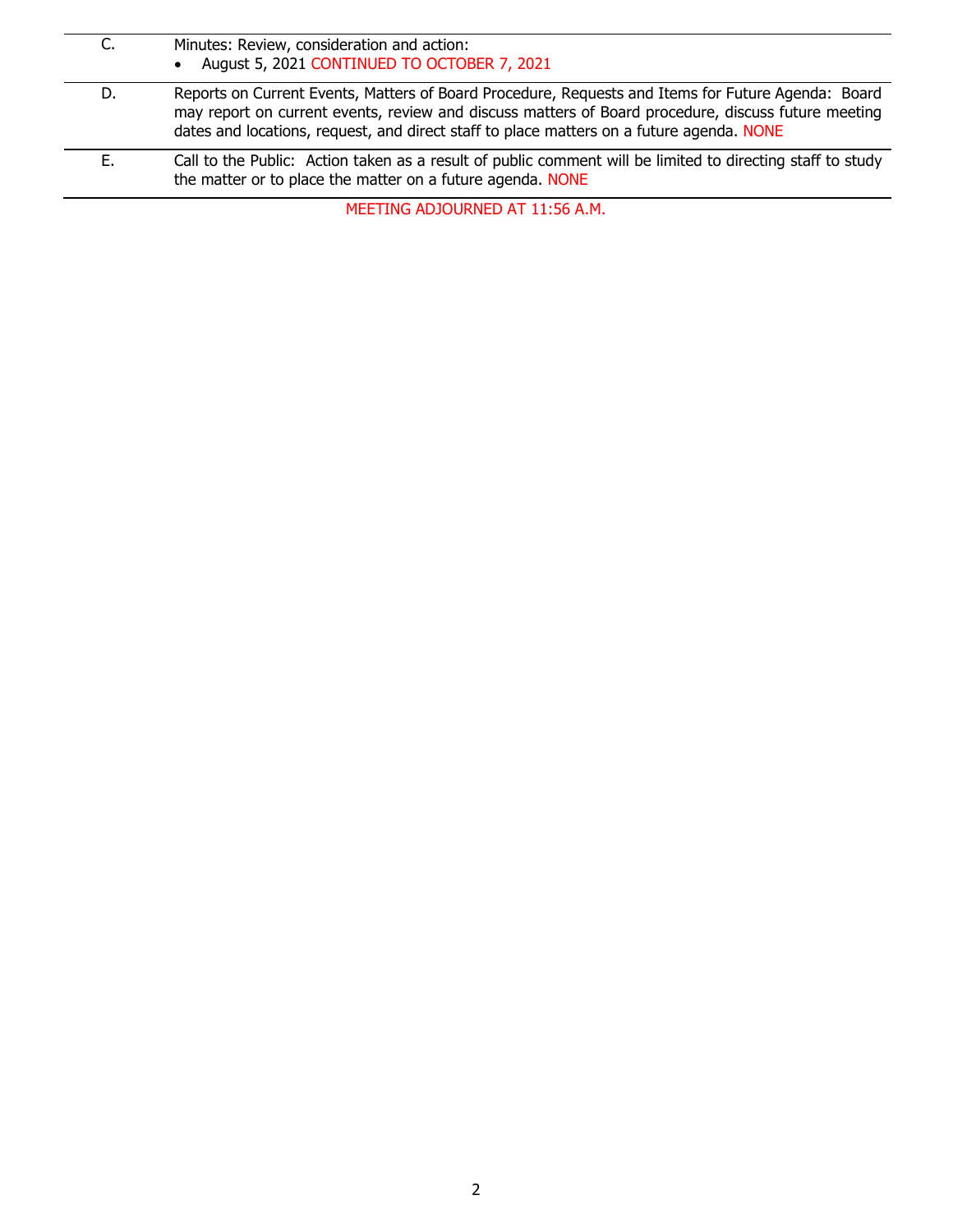| | |
|---|---|
| C. | Minutes: Review, consideration and action:<br>• August 5, 2021 CONTINUED TO OCTOBER 7, 2021 |
| D. | Reports on Current Events, Matters of Board Procedure, Requests and Items for Future Agenda: Board may report on current events, review and discuss matters of Board procedure, discuss future meeting dates and locations, request, and direct staff to place matters on a future agenda. NONE |
| E. | Call to the Public: Action taken as a result of public comment will be limited to directing staff to study the matter or to place the matter on a future agenda. NONE |

MEETING ADJOURNED AT 11:56 A.M.